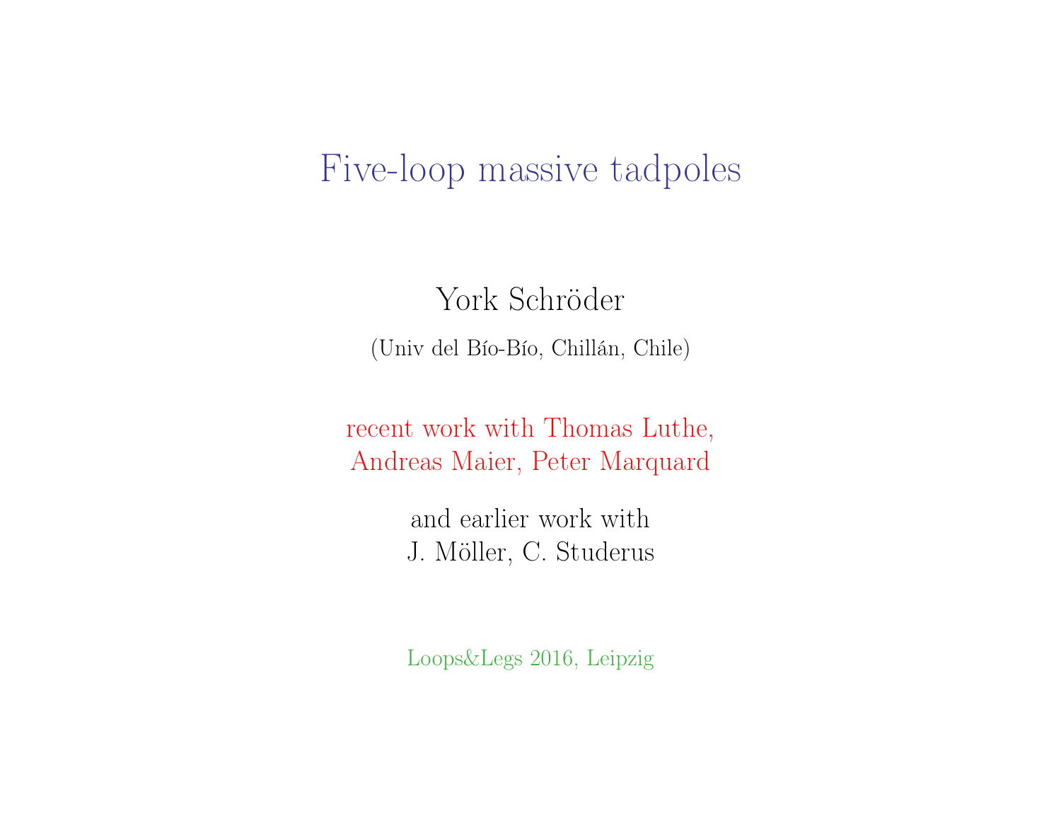# Five-loop massive tadpoles

York Schröder

(Univ del Bío-Bío, Chillán, Chile)

recent work with Thomas Luthe,
Andreas Maier, Peter Marquard

and earlier work with
J. Möller, C. Studerus

Loops&Legs 2016, Leipzig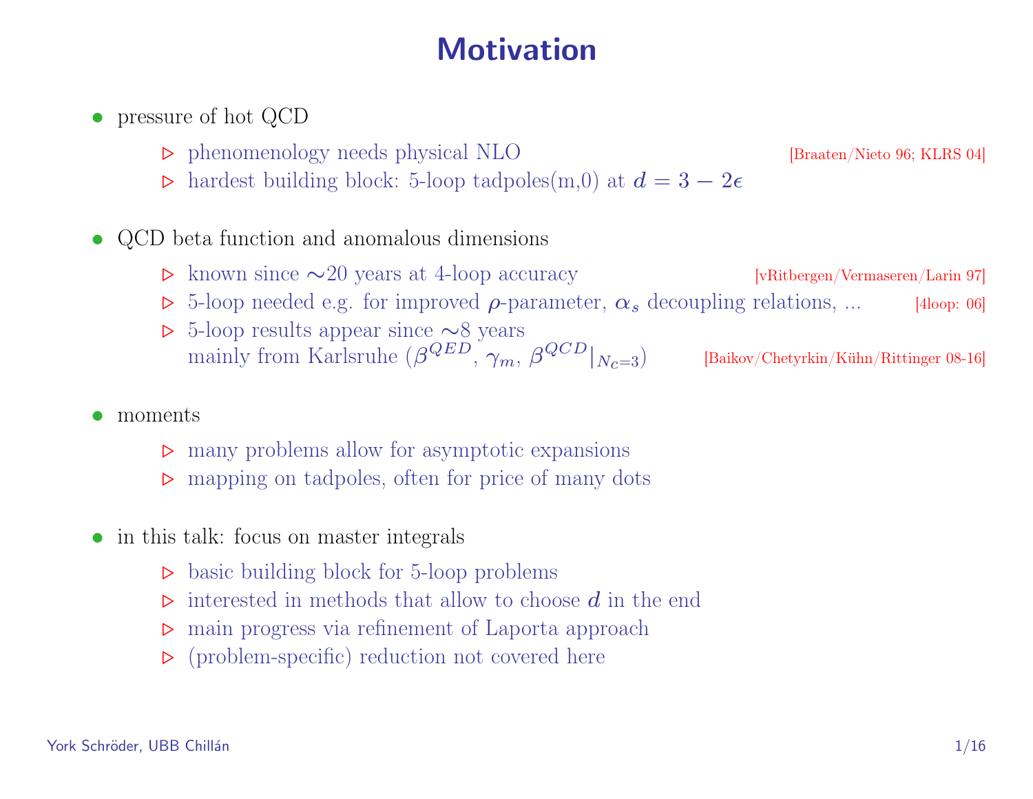# Motivation

- pressure of hot QCD
  - ▷ phenomenology needs physical NLO [Braaten/Nieto 96; KLRS 04]
  - ▷ hardest building block: 5-loop tadpoles(m,0) at $d = 3 - 2\epsilon$
- QCD beta function and anomalous dimensions
  - ▷ known since ∼20 years at 4-loop accuracy [vRitbergen/Vermaseren/Larin 97]
  - ▷ 5-loop needed e.g. for improved $\rho$-parameter, $\alpha_s$ decoupling relations, ... [4loop: 06]
  - ▷ 5-loop results appear since ∼8 years mainly from Karlsruhe ($\beta^{QED}$, $\gamma_m$, $\beta^{QCD}|_{N_c=3}$) [Baikov/Chetyrkin/Kühn/Rittinger 08-16]
- moments
  - ▷ many problems allow for asymptotic expansions
  - ▷ mapping on tadpoles, often for price of many dots
- in this talk: focus on master integrals
  - ▷ basic building block for 5-loop problems
  - ▷ interested in methods that allow to choose $d$ in the end
  - ▷ main progress via refinement of Laporta approach
  - ▷ (problem-specific) reduction not covered here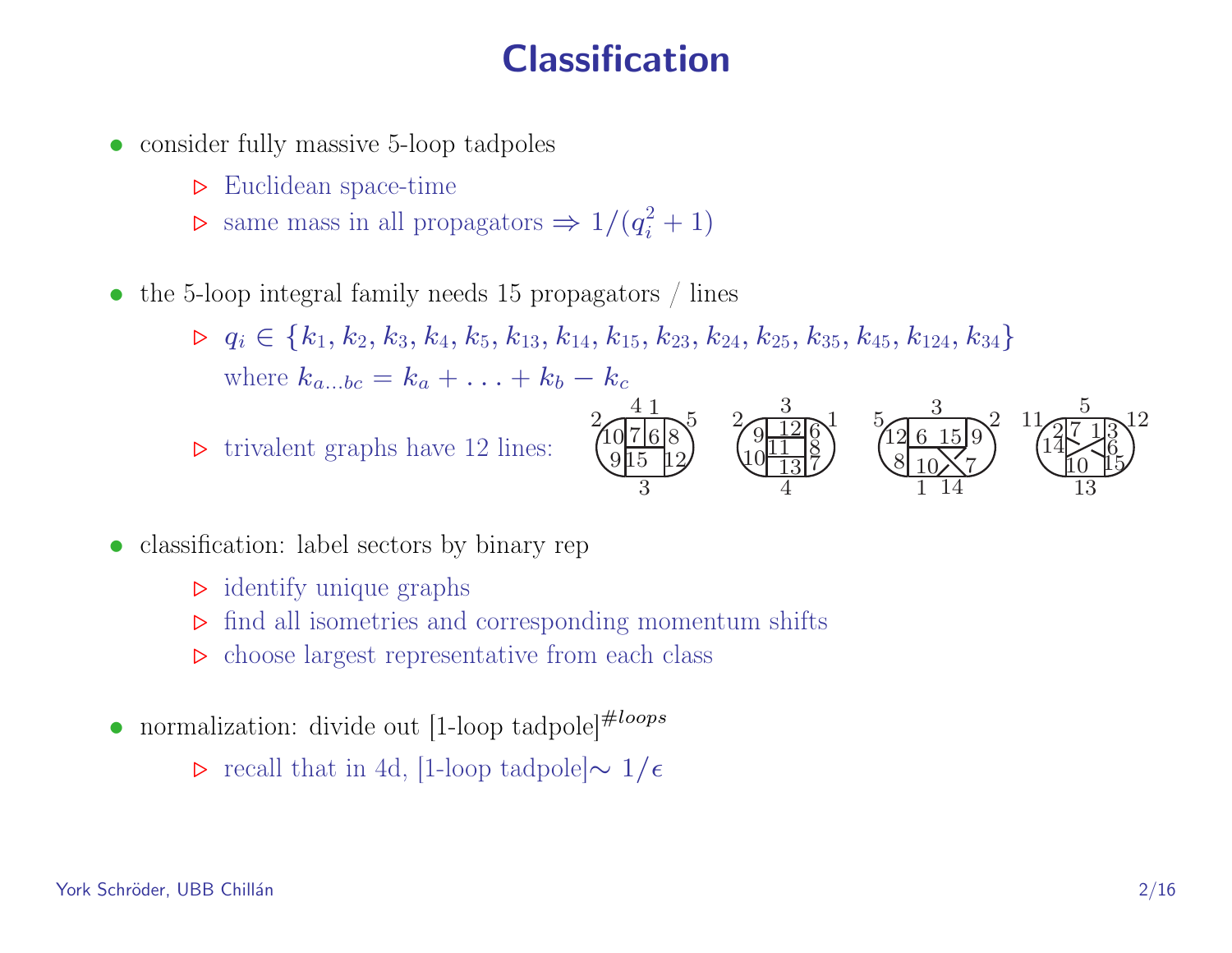# Classification

- consider fully massive 5-loop tadpoles
  - ▷ Euclidean space-time
  - ▷ same mass in all propagators $\Rightarrow 1/(q_i^2+1)$

- the 5-loop integral family needs 15 propagators / lines
  - ▷ $q_i \in \{k_1, k_2, k_3, k_4, k_5, k_{13}, k_{14}, k_{15}, k_{23}, k_{24}, k_{25}, k_{35}, k_{45}, k_{124}, k_{34}\}$
    where $k_{a\ldots bc} = k_a + \ldots + k_b - k_c$
  - ▷ trivalent graphs have 12 lines:

- classification: label sectors by binary rep
  - ▷ identify unique graphs
  - ▷ find all isometries and corresponding momentum shifts
  - ▷ choose largest representative from each class

- normalization: divide out [1-loop tadpole]$^{\#loops}$
  - ▷ recall that in 4d, [1-loop tadpole]$\sim 1/\epsilon$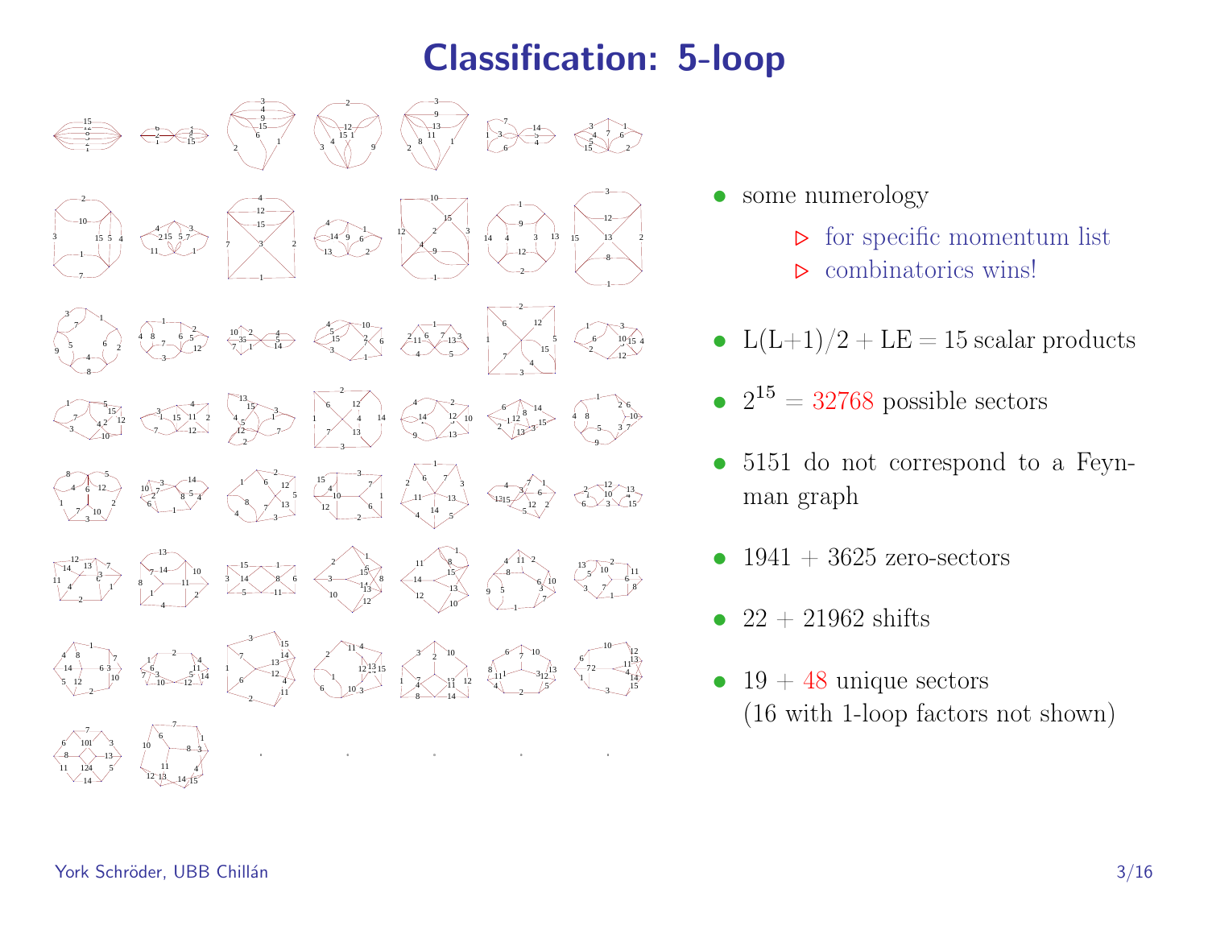# Classification: 5-loop

- some numerology
  - ▷ for specific momentum list
  - ▷ combinatorics wins!
- L(L+1)/2 + LE = 15 scalar products
- $2^{15}$ = 32768 possible sectors
- 5151 do not correspond to a Feynman graph
- 1941 + 3625 zero-sectors
- 22 + 21962 shifts
- 19 + 48 unique sectors
  (16 with 1-loop factors not shown)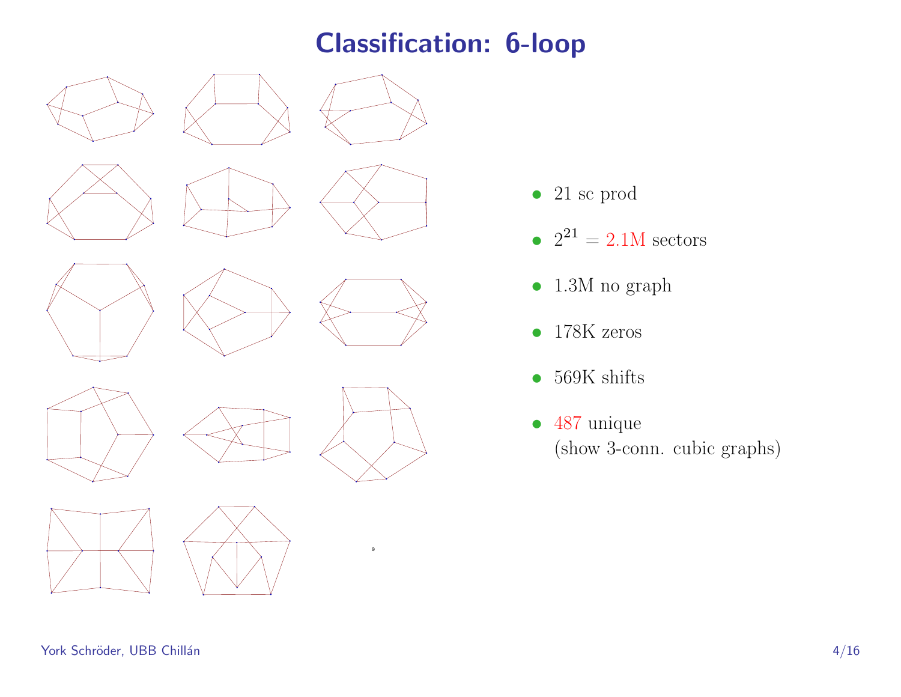# Classification: 6-loop

- 21 sc prod
- $2^{21}$ = 2.1M sectors
- 1.3M no graph
- 178K zeros
- 569K shifts
- 487 unique
  (show 3-conn. cubic graphs)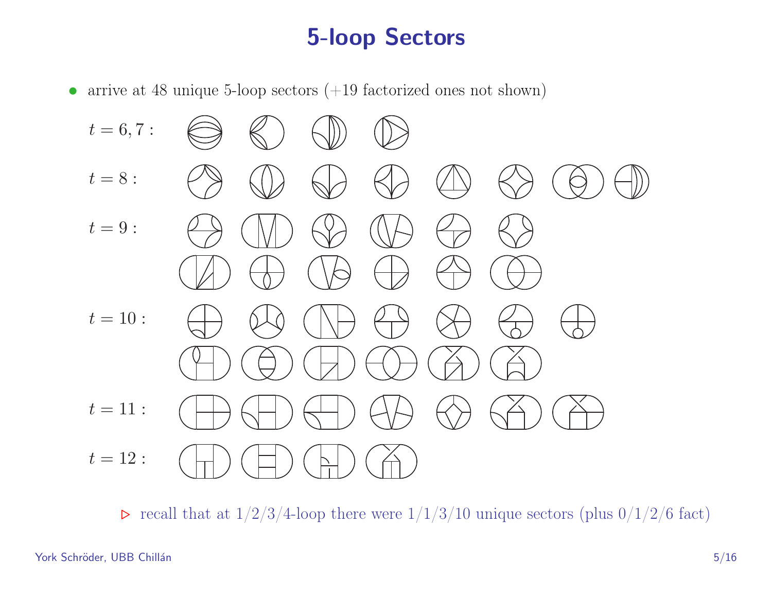# 5-loop Sectors

- arrive at 48 unique 5-loop sectors (+19 factorized ones not shown)

$t = 6, 7:$

$t = 8:$

$t = 9:$

$t = 10:$

$t = 11:$

$t = 12:$

▷ recall that at 1/2/3/4-loop there were 1/1/3/10 unique sectors (plus 0/1/2/6 fact)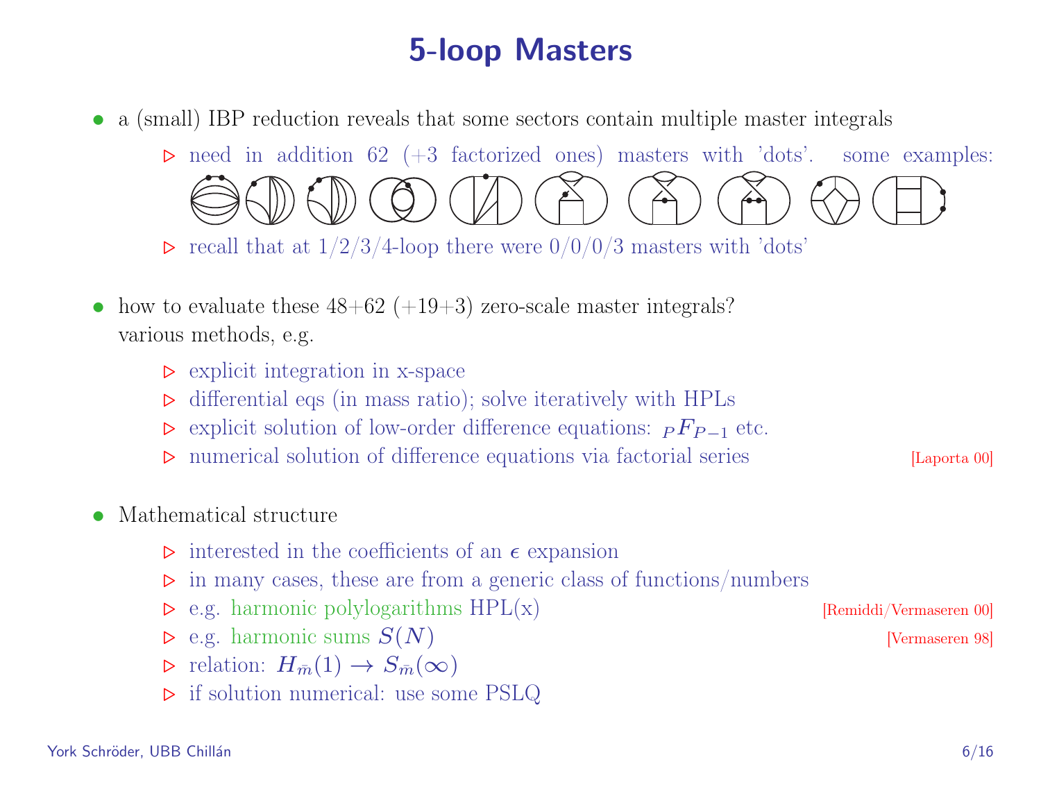# 5-loop Masters

- a (small) IBP reduction reveals that some sectors contain multiple master integrals
  - ▷ need in addition 62 (+3 factorized ones) masters with 'dots'. some examples:
  - ▷ recall that at 1/2/3/4-loop there were 0/0/0/3 masters with 'dots'

- how to evaluate these 48+62 (+19+3) zero-scale master integrals? various methods, e.g.
  - ▷ explicit integration in x-space
  - ▷ differential eqs (in mass ratio); solve iteratively with HPLs
  - ▷ explicit solution of low-order difference equations: ${}_PF_{P-1}$ etc.
  - ▷ numerical solution of difference equations via factorial series [Laporta 00]

- Mathematical structure
  - ▷ interested in the coefficients of an $\epsilon$ expansion
  - ▷ in many cases, these are from a generic class of functions/numbers
  - ▷ e.g. harmonic polylogarithms HPL(x) [Remiddi/Vermaseren 00]
  - ▷ e.g. harmonic sums $S(N)$ [Vermaseren 98]
  - ▷ relation: $H_{\bar{m}}(1) \to S_{\bar{m}}(\infty)$
  - ▷ if solution numerical: use some PSLQ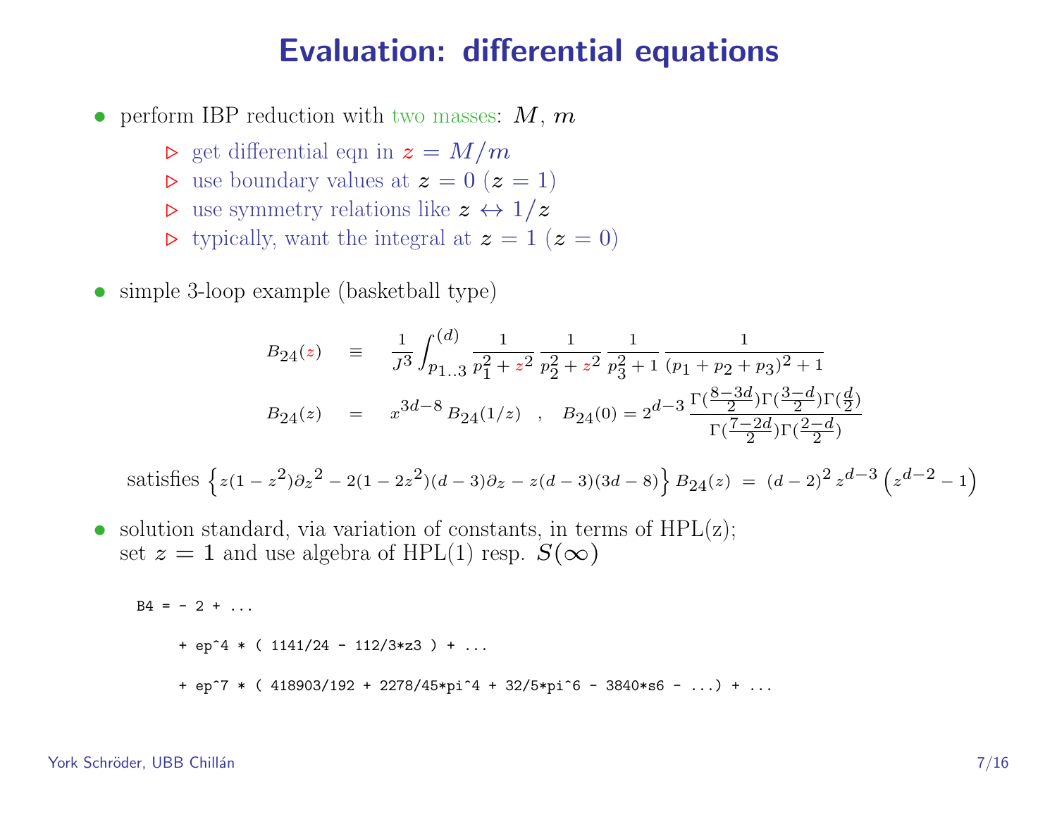# Evaluation: differential equations

- perform IBP reduction with two masses: $M$, $m$
  - ▷ get differential eqn in $z = M/m$
  - ▷ use boundary values at $z = 0$ ($z = 1$)
  - ▷ use symmetry relations like $z \leftrightarrow 1/z$
  - ▷ typically, want the integral at $z = 1$ ($z = 0$)

- simple 3-loop example (basketball type)

$$B_{24}(z) \equiv \frac{1}{J^3}\int_{p_{1..3}}^{(d)} \frac{1}{p_1^2+z^2}\,\frac{1}{p_2^2+z^2}\,\frac{1}{p_3^2+1}\,\frac{1}{(p_1+p_2+p_3)^2+1}$$

$$B_{24}(z) = x^{3d-8}\,B_{24}(1/z) \quad , \quad B_{24}(0) = 2^{d-3}\,\frac{\Gamma(\frac{8-3d}{2})\Gamma(\frac{3-d}{2})\Gamma(\frac{d}{2})}{\Gamma(\frac{7-2d}{2})\Gamma(\frac{2-d}{2})}$$

satisfies $\left\{z(1-z^2)\partial_z{}^2 - 2(1-2z^2)(d-3)\partial_z - z(d-3)(3d-8)\right\} B_{24}(z) = (d-2)^2\, z^{d-3}\left(z^{d-2}-1\right)$

- solution standard, via variation of constants, in terms of HPL(z);
  set $z = 1$ and use algebra of HPL(1) resp. $S(\infty)$

```
B4 = - 2 + ...

     + ep^4 * ( 1141/24 - 112/3*z3 ) + ...

     + ep^7 * ( 418903/192 + 2278/45*pi^4 + 32/5*pi^6 - 3840*s6 - ...) + ...
```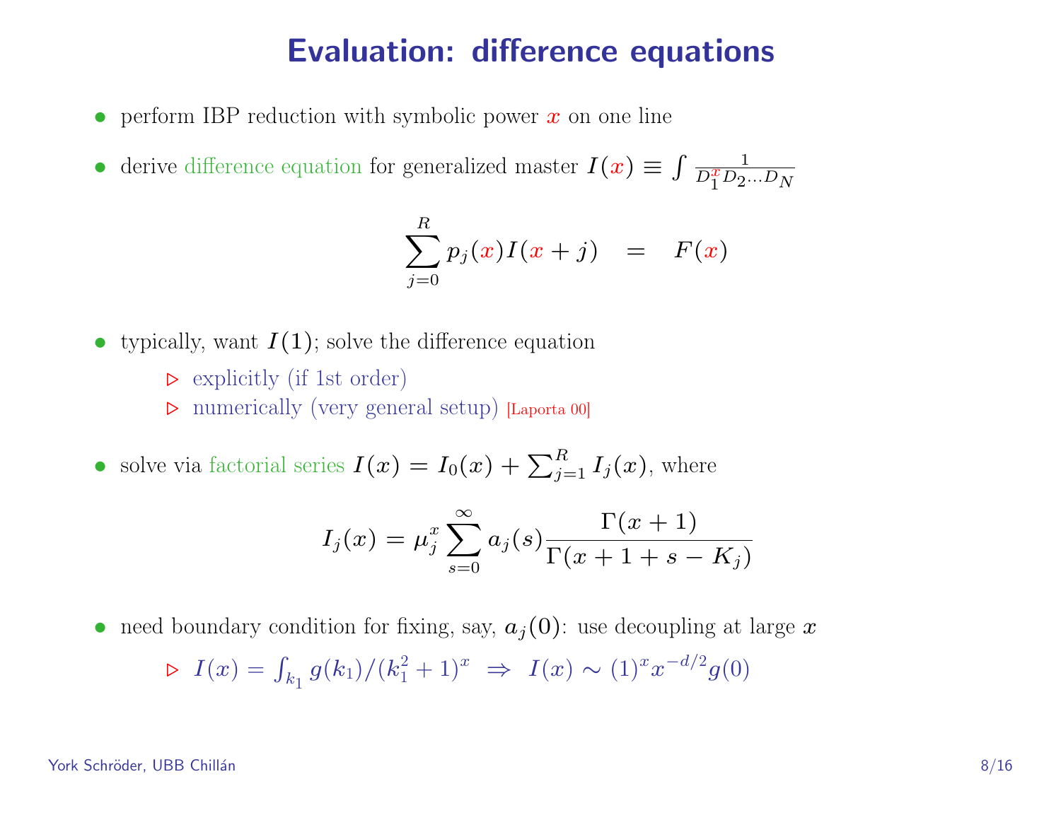# Evaluation: difference equations

- perform IBP reduction with symbolic power $x$ on one line
- derive difference equation for generalized master $I(x) \equiv \int \frac{1}{D_1^x D_2 \dots D_N}$

$$\sum_{j=0}^{R} p_j(x) I(x+j) \quad = \quad F(x)$$

- typically, want $I(1)$; solve the difference equation
  - ▷ explicitly (if 1st order)
  - ▷ numerically (very general setup) [Laporta 00]
- solve via factorial series $I(x) = I_0(x) + \sum_{j=1}^{R} I_j(x)$, where

$$I_j(x) = \mu_j^x \sum_{s=0}^{\infty} a_j(s) \frac{\Gamma(x+1)}{\Gamma(x+1+s-K_j)}$$

- need boundary condition for fixing, say, $a_j(0)$: use decoupling at large $x$
  - ▷ $I(x) = \int_{k_1} g(k_1)/(k_1^2+1)^x \;\Rightarrow\; I(x) \sim (1)^x x^{-d/2} g(0)$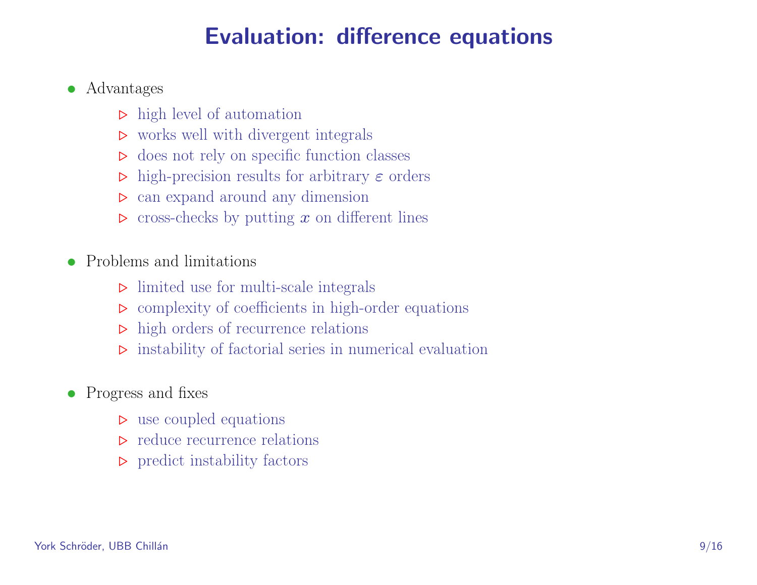# Evaluation: difference equations

- Advantages
  - high level of automation
  - works well with divergent integrals
  - does not rely on specific function classes
  - high-precision results for arbitrary $\varepsilon$ orders
  - can expand around any dimension
  - cross-checks by putting $x$ on different lines

- Problems and limitations
  - limited use for multi-scale integrals
  - complexity of coefficients in high-order equations
  - high orders of recurrence relations
  - instability of factorial series in numerical evaluation

- Progress and fixes
  - use coupled equations
  - reduce recurrence relations
  - predict instability factors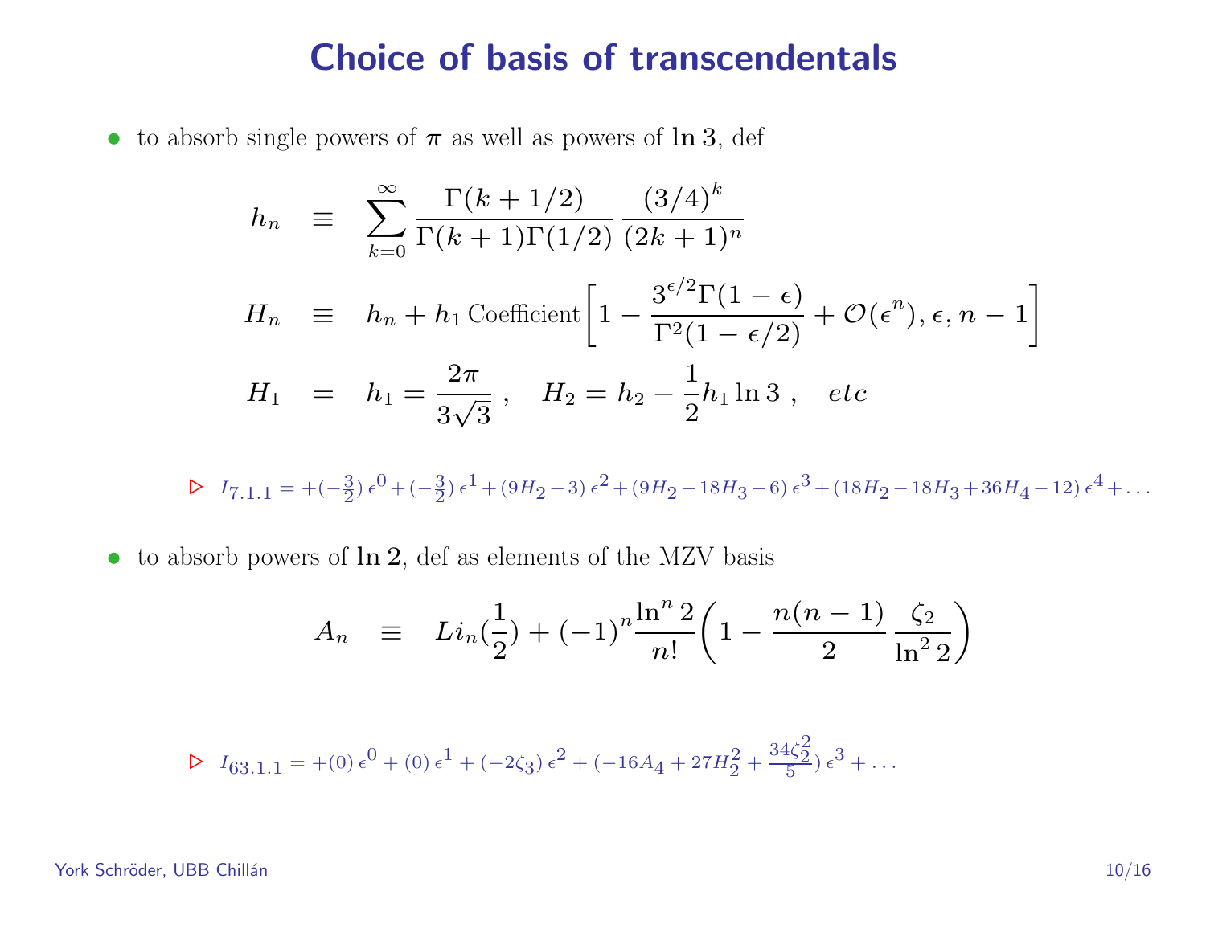# Choice of basis of transcendentals

- to absorb single powers of $\pi$ as well as powers of $\ln 3$, def

$$
\begin{aligned}
h_n &\equiv \sum_{k=0}^{\infty} \frac{\Gamma(k+1/2)}{\Gamma(k+1)\Gamma(1/2)} \frac{(3/4)^k}{(2k+1)^n} \\
H_n &\equiv h_n + h_1 \,\text{Coefficient}\left[1 - \frac{3^{\epsilon/2}\Gamma(1-\epsilon)}{\Gamma^2(1-\epsilon/2)} + \mathcal{O}(\epsilon^n), \epsilon, n-1\right] \\
H_1 &= h_1 = \frac{2\pi}{3\sqrt{3}}\,, \quad H_2 = h_2 - \frac{1}{2} h_1 \ln 3\,, \quad etc
\end{aligned}
$$

▷ $I_{7.1.1} = +(-\frac{3}{2})\,\epsilon^0 + (-\frac{3}{2})\,\epsilon^1 + (9H_2 - 3)\,\epsilon^2 + (9H_2 - 18H_3 - 6)\,\epsilon^3 + (18H_2 - 18H_3 + 36H_4 - 12)\,\epsilon^4 + \ldots$

- to absorb powers of $\ln 2$, def as elements of the MZV basis

$$
A_n \equiv Li_n(\frac{1}{2}) + (-1)^n \frac{\ln^n 2}{n!}\left(1 - \frac{n(n-1)}{2}\frac{\zeta_2}{\ln^2 2}\right)
$$

▷ $I_{63.1.1} = +(0)\,\epsilon^0 + (0)\,\epsilon^1 + (-2\zeta_3)\,\epsilon^2 + (-16A_4 + 27H_2^2 + \frac{34\zeta_2^2}{5})\,\epsilon^3 + \ldots$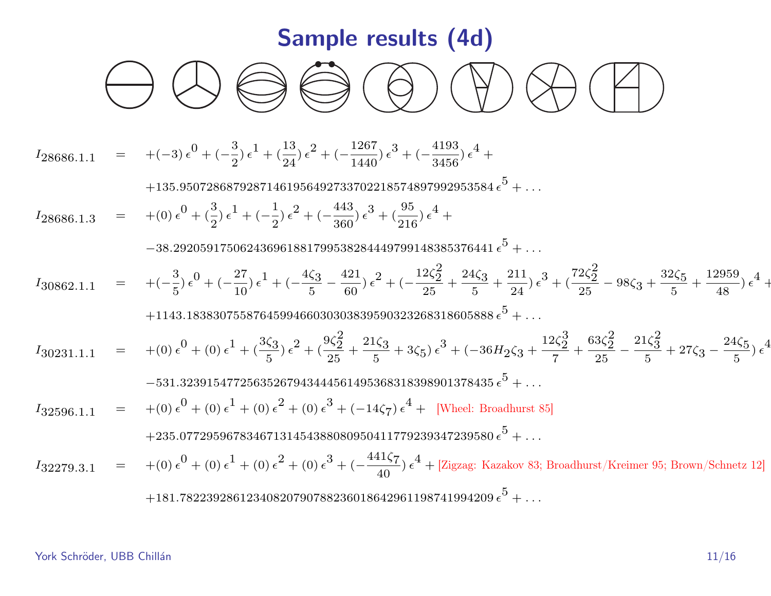# Sample results (4d)

$$I_{28686.1.1} = +(-3)\,\epsilon^0 + (-\frac{3}{2})\,\epsilon^1 + (\frac{13}{24})\,\epsilon^2 + (-\frac{1267}{1440})\,\epsilon^3 + (-\frac{4193}{3456})\,\epsilon^4 + $$
$$+135.950728687928714619564927337022185748979929535 84\,\epsilon^5 + \ldots$$

$$I_{28686.1.3} = +(0)\,\epsilon^0 + (\frac{3}{2})\,\epsilon^1 + (-\frac{1}{2})\,\epsilon^2 + (-\frac{443}{360})\,\epsilon^3 + (\frac{95}{216})\,\epsilon^4 + $$
$$-38.292059175062436961881799538284449799148385376441\,\epsilon^5 + \ldots$$

$$I_{30862.1.1} = +(-\frac{3}{5})\,\epsilon^0 + (-\frac{27}{10})\,\epsilon^1 + (-\frac{4\zeta_3}{5} - \frac{421}{60})\,\epsilon^2 + (-\frac{12\zeta_2^2}{25} + \frac{24\zeta_3}{5} + \frac{211}{24})\,\epsilon^3 + (\frac{72\zeta_2^2}{25} - 98\zeta_3 + \frac{32\zeta_5}{5} + \frac{12959}{48})\,\epsilon^4 + $$
$$+1143.1838307558764599466030303839590323268318605888\,\epsilon^5 + \ldots$$

$$I_{30231.1.1} = +(0)\,\epsilon^0 + (0)\,\epsilon^1 + (\frac{3\zeta_3}{5})\,\epsilon^2 + (\frac{9\zeta_2^2}{25} + \frac{21\zeta_3}{5} + 3\zeta_5)\,\epsilon^3 + (-36H_2\zeta_3 + \frac{12\zeta_2^3}{7} + \frac{63\zeta_2^2}{25} - \frac{21\zeta_3^2}{5} + 27\zeta_3 - \frac{24\zeta_5}{5})\,\epsilon^4$$
$$-531.32391547725635267943444561495368318398901378435\,\epsilon^5 + \ldots$$

$$I_{32596.1.1} = +(0)\,\epsilon^0 + (0)\,\epsilon^1 + (0)\,\epsilon^2 + (0)\,\epsilon^3 + (-14\zeta_7)\,\epsilon^4 + $$ [Wheel: Broadhurst 85]
$$+235.07729596783467131454388080950411779239347239580\,\epsilon^5 + \ldots$$

$$I_{32279.3.1} = +(0)\,\epsilon^0 + (0)\,\epsilon^1 + (0)\,\epsilon^2 + (0)\,\epsilon^3 + (-\frac{441\zeta_7}{40})\,\epsilon^4 + $$ [Zigzag: Kazakov 83; Broadhurst/Kreimer 95; Brown/Schnetz 12]
$$+181.78223928612340820790788236018642961198741994209\,\epsilon^5 + \ldots$$

York Schröder, UBB Chillán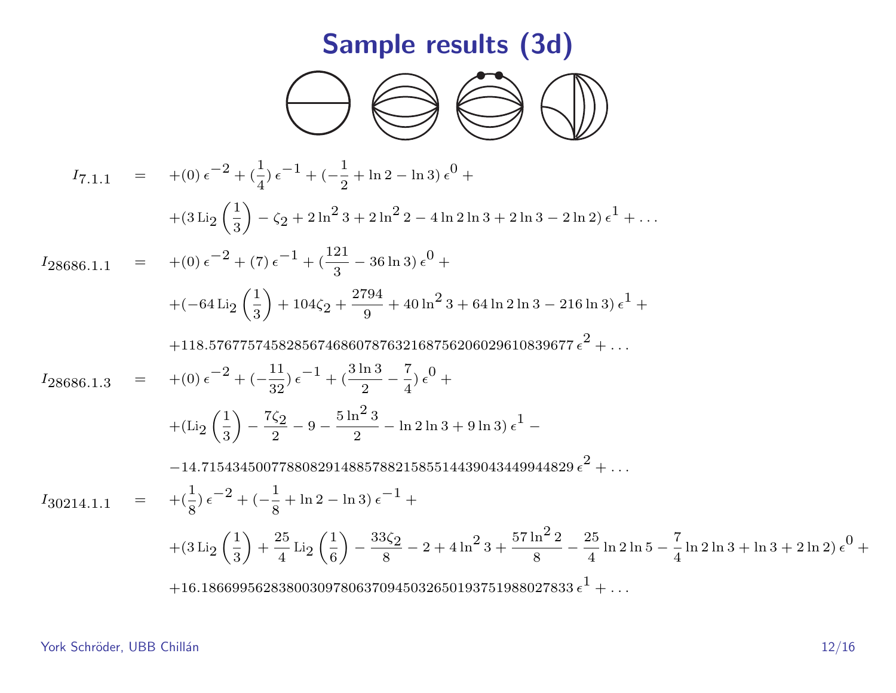# Sample results (3d)

$$I_{7.1.1} = +(0)\,\epsilon^{-2} + (\frac{1}{4})\,\epsilon^{-1} + (-\frac{1}{2} + \ln 2 - \ln 3)\,\epsilon^{0} + $$
$$+(3\,\mathrm{Li}_2\left(\frac{1}{3}\right) - \zeta_2 + 2\ln^2 3 + 2\ln^2 2 - 4\ln 2\ln 3 + 2\ln 3 - 2\ln 2)\,\epsilon^{1} + \ldots$$

$$I_{28686.1.1} = +(0)\,\epsilon^{-2} + (7)\,\epsilon^{-1} + (\frac{121}{3} - 36\ln 3)\,\epsilon^{0} + $$
$$+(-64\,\mathrm{Li}_2\left(\frac{1}{3}\right) + 104\zeta_2 + \frac{2794}{9} + 40\ln^2 3 + 64\ln 2\ln 3 - 216\ln 3)\,\epsilon^{1} + $$
$$+118.57677574582856746860787632168756206029610839677\,\epsilon^{2} + \ldots$$

$$I_{28686.1.3} = +(0)\,\epsilon^{-2} + (-\frac{11}{32})\,\epsilon^{-1} + (\frac{3\ln 3}{2} - \frac{7}{4})\,\epsilon^{0} + $$
$$+(\mathrm{Li}_2\left(\frac{1}{3}\right) - \frac{7\zeta_2}{2} - 9 - \frac{5\ln^2 3}{2} - \ln 2\ln 3 + 9\ln 3)\,\epsilon^{1} - $$
$$-14.715434500778808291488578821585514439043449944829\,\epsilon^{2} + \ldots$$

$$I_{30214.1.1} = +(\frac{1}{8})\,\epsilon^{-2} + (-\frac{1}{8} + \ln 2 - \ln 3)\,\epsilon^{-1} + $$
$$+(3\,\mathrm{Li}_2\left(\frac{1}{3}\right) + \frac{25}{4}\,\mathrm{Li}_2\left(\frac{1}{6}\right) - \frac{33\zeta_2}{8} - 2 + 4\ln^2 3 + \frac{57\ln^2 2}{8} - \frac{25}{4}\ln 2\ln 5 - \frac{7}{4}\ln 2\ln 3 + \ln 3 + 2\ln 2)\,\epsilon^{0} + $$
$$+16.186699562838003097806370945032650193751988027833\,\epsilon^{1} + \ldots$$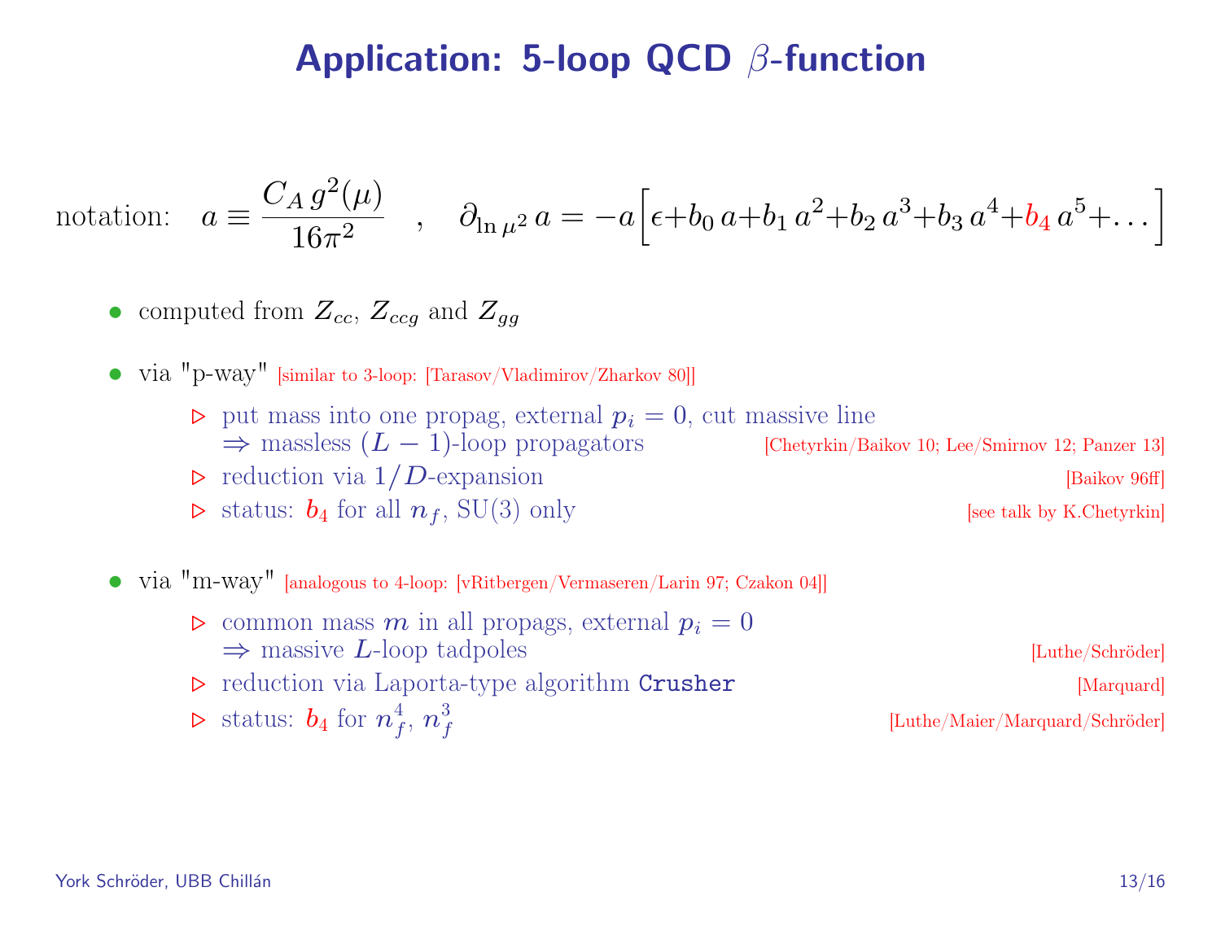# Application: 5-loop QCD $\beta$-function

notation: $$a \equiv \frac{C_A\, g^2(\mu)}{16\pi^2} \quad , \quad \partial_{\ln \mu^2} a = -a\Big[\epsilon + b_0\, a + b_1\, a^2 + b_2\, a^3 + b_3\, a^4 + b_4\, a^5 + \ldots\Big]$$

- computed from $Z_{cc}$, $Z_{ccg}$ and $Z_{gg}$
- via "p-way" [similar to 3-loop: [Tarasov/Vladimirov/Zharkov 80]]
  - ▷ put mass into one propag, external $p_i = 0$, cut massive line
    $\Rightarrow$ massless $(L-1)$-loop propagators [Chetyrkin/Baikov 10; Lee/Smirnov 12; Panzer 13]
  - ▷ reduction via $1/D$-expansion [Baikov 96ff]
  - ▷ status: $b_4$ for all $n_f$, SU(3) only [see talk by K.Chetyrkin]
- via "m-way" [analogous to 4-loop: [vRitbergen/Vermaseren/Larin 97; Czakon 04]]
  - ▷ common mass $m$ in all propags, external $p_i = 0$
    $\Rightarrow$ massive $L$-loop tadpoles [Luthe/Schröder]
  - ▷ reduction via Laporta-type algorithm `Crusher` [Marquard]
  - ▷ status: $b_4$ for $n_f^4$, $n_f^3$ [Luthe/Maier/Marquard/Schröder]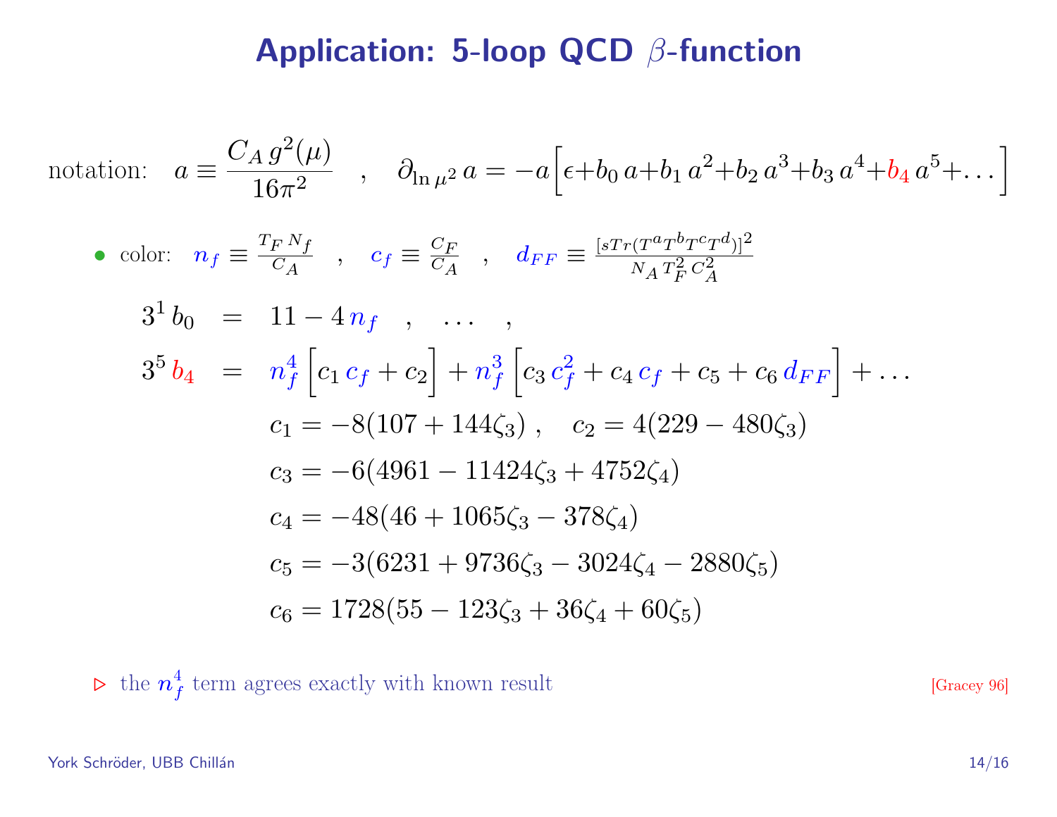# Application: 5-loop QCD $\beta$-function

notation: $a \equiv \frac{C_A\, g^2(\mu)}{16\pi^2}$ , $\partial_{\ln \mu^2} a = -a\Big[\epsilon + b_0\, a + b_1\, a^2 + b_2\, a^3 + b_3\, a^4 + b_4\, a^5 + \ldots\Big]$

- color: $n_f \equiv \frac{T_F\, N_f}{C_A}$ , $c_f \equiv \frac{C_F}{C_A}$ , $d_{FF} \equiv \frac{[sTr(T^a T^b T^c T^d)]^2}{N_A\, T_F^2\, C_A^2}$

$$
\begin{aligned}
3^1\, b_0 &= 11 - 4\, n_f \quad , \quad \ldots \quad , \\
3^5\, b_4 &= n_f^4 \Big[c_1\, c_f + c_2\Big] + n_f^3 \Big[c_3\, c_f^2 + c_4\, c_f + c_5 + c_6\, d_{FF}\Big] + \ldots \\
& \quad c_1 = -8(107 + 144\zeta_3) \; , \quad c_2 = 4(229 - 480\zeta_3) \\
& \quad c_3 = -6(4961 - 11424\zeta_3 + 4752\zeta_4) \\
& \quad c_4 = -48(46 + 1065\zeta_3 - 378\zeta_4) \\
& \quad c_5 = -3(6231 + 9736\zeta_3 - 3024\zeta_4 - 2880\zeta_5) \\
& \quad c_6 = 1728(55 - 123\zeta_3 + 36\zeta_4 + 60\zeta_5)
\end{aligned}
$$

▷ the $n_f^4$ term agrees exactly with known result [Gracey 96]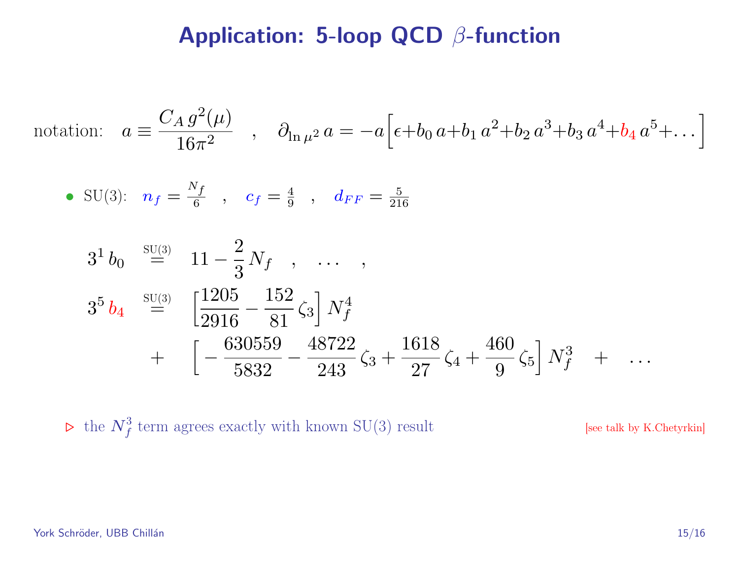# Application: 5-loop QCD $\beta$-function

notation: $$a \equiv \frac{C_A\, g^2(\mu)}{16\pi^2} \quad , \quad \partial_{\ln \mu^2}\, a = -a\Big[\epsilon + b_0\, a + b_1\, a^2 + b_2\, a^3 + b_3\, a^4 + b_4\, a^5 + \ldots\Big]$$

- SU(3): $n_f = \frac{N_f}{6}$ , $c_f = \frac{4}{9}$ , $d_{FF} = \frac{5}{216}$

$$3^1\, b_0 \overset{\text{SU(3)}}{=} 11 - \frac{2}{3}\, N_f \quad , \quad \ldots \quad ,$$

$$3^5\, b_4 \overset{\text{SU(3)}}{=} \Big[\frac{1205}{2916} - \frac{152}{81}\,\zeta_3\Big]\, N_f^4 + \Big[-\frac{630559}{5832} - \frac{48722}{243}\,\zeta_3 + \frac{1618}{27}\,\zeta_4 + \frac{460}{9}\,\zeta_5\Big]\, N_f^3 + \ldots$$

$\triangleright$ the $N_f^3$ term agrees exactly with known SU(3) result [see talk by K.Chetyrkin]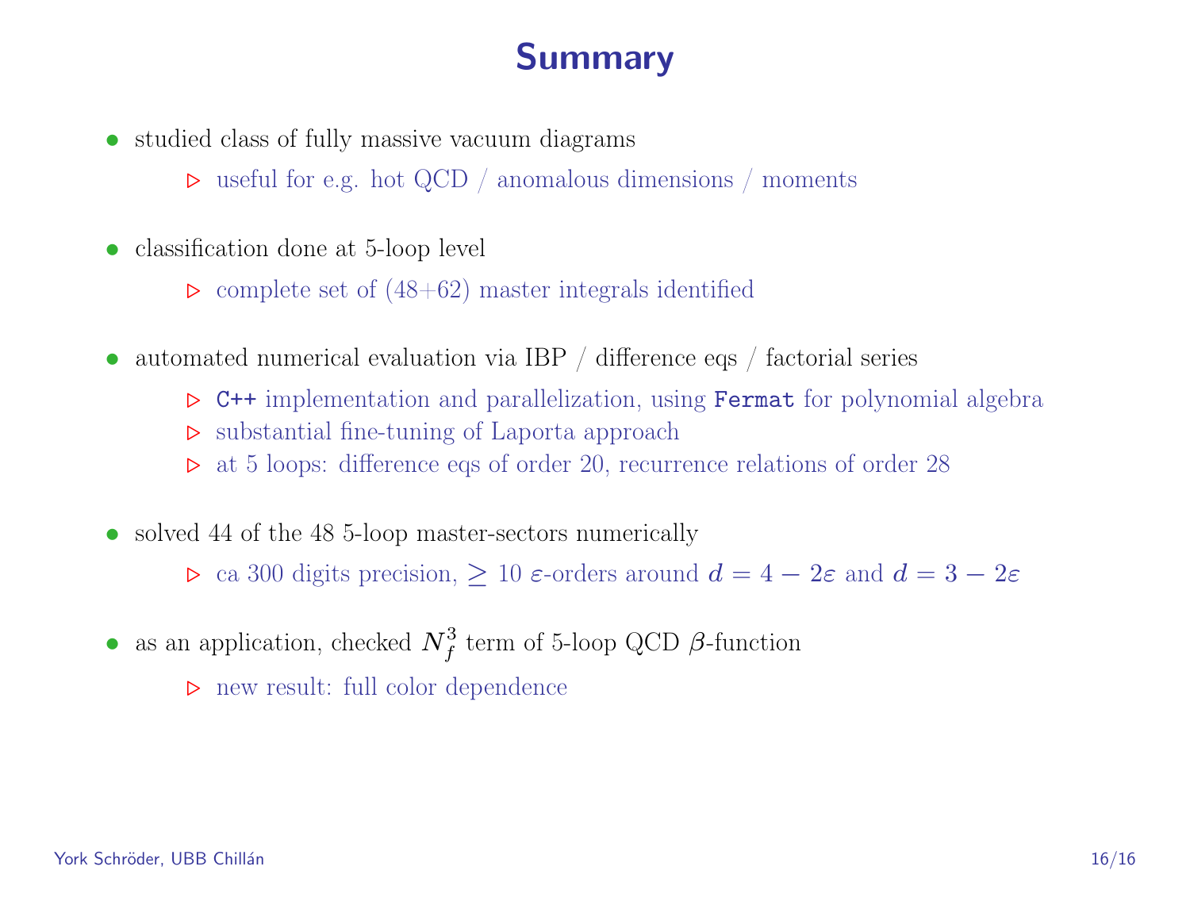# Summary

- studied class of fully massive vacuum diagrams
  - ▷ useful for e.g. hot QCD / anomalous dimensions / moments
- classification done at 5-loop level
  - ▷ complete set of (48+62) master integrals identified
- automated numerical evaluation via IBP / difference eqs / factorial series
  - ▷ `C++` implementation and parallelization, using `Fermat` for polynomial algebra
  - ▷ substantial fine-tuning of Laporta approach
  - ▷ at 5 loops: difference eqs of order 20, recurrence relations of order 28
- solved 44 of the 48 5-loop master-sectors numerically
  - ▷ ca 300 digits precision, $\geq 10$ $\varepsilon$-orders around $d = 4 - 2\varepsilon$ and $d = 3 - 2\varepsilon$
- as an application, checked $N_f^3$ term of 5-loop QCD $\beta$-function
  - ▷ new result: full color dependence